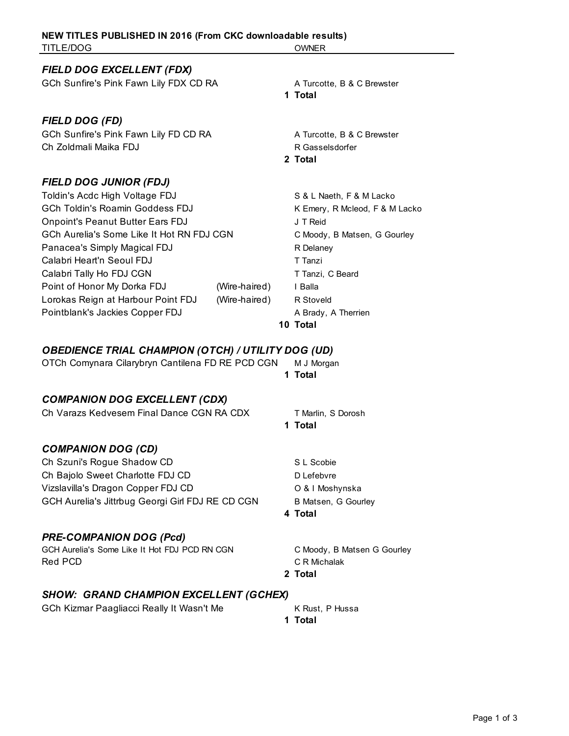**NEW TITLES PUBLISHED IN 2016 (From CKC downloadable results)**

| TITLE/DOG | | OWNER |
|---|---|---|

### *FIELD DOG EXCELLENT (FDX)*

| TITLE/DOG | | OWNER |
|---|---|---|
| GCh Sunfire's Pink Fawn Lily FDX CD RA | | A Turcotte, B & C Brewster |
| | **1** | **Total** |

### *FIELD DOG (FD)*

| TITLE/DOG | | OWNER |
|---|---|---|
| GCh Sunfire's Pink Fawn Lily FD CD RA | | A Turcotte, B & C Brewster |
| Ch Zoldmali Maika FDJ | | R Gasselsdorfer |
| | **2** | **Total** |

### *FIELD DOG JUNIOR (FDJ)*

| TITLE/DOG | | | OWNER |
|---|---|---|---|
| Toldin's Acdc High Voltage FDJ | | | S & L Naeth, F & M Lacko |
| GCh Toldin's Roamin Goddess FDJ | | | K Emery, R Mcleod, F & M Lacko |
| Onpoint's Peanut Butter Ears FDJ | | | J T Reid |
| GCh Aurelia's Some Like It Hot RN FDJ CGN | | | C Moody, B Matsen, G Gourley |
| Panacea's Simply Magical FDJ | | | R Delaney |
| Calabri Heart'n Seoul FDJ | | | T Tanzi |
| Calabri Tally Ho FDJ CGN | | | T Tanzi, C Beard |
| Point of Honor My Dorka FDJ | (Wire-haired) | | I Balla |
| Lorokas Reign at Harbour Point FDJ | (Wire-haired) | | R Stoveld |
| Pointblank's Jackies Copper FDJ | | | A Brady, A Therrien |
| | | **10** | **Total** |

### *OBEDIENCE TRIAL CHAMPION (OTCH) / UTILITY DOG (UD)*

| TITLE/DOG | | OWNER |
|---|---|---|
| OTCh Comynara Cilarybryn Cantilena FD RE PCD CGN | | M J Morgan |
| | **1** | **Total** |

### *COMPANION DOG EXCELLENT (CDX)*

| TITLE/DOG | | OWNER |
|---|---|---|
| Ch Varazs Kedvesem Final Dance CGN RA CDX | | T Marlin, S Dorosh |
| | **1** | **Total** |

### *COMPANION DOG (CD)*

| TITLE/DOG | | OWNER |
|---|---|---|
| Ch Szuni's Rogue Shadow CD | | S L Scobie |
| Ch Bajolo Sweet Charlotte FDJ CD | | D Lefebvre |
| Vizslavilla's Dragon Copper FDJ CD | | O & I Moshynska |
| GCH Aurelia's Jittrbug Georgi Girl FDJ RE CD CGN | | B Matsen, G Gourley |
| | **4** | **Total** |

### *PRE-COMPANION DOG (Pcd)*

| TITLE/DOG | | OWNER |
|---|---|---|
| GCH Aurelia's Some Like It Hot FDJ PCD RN CGN | | C Moody, B Matsen G Gourley |
| Red PCD | | C R Michalak |
| | **2** | **Total** |

### *SHOW: GRAND CHAMPION EXCELLENT (GCHEX)*

| TITLE/DOG | | OWNER |
|---|---|---|
| GCh Kizmar Paagliacci Really It Wasn't Me | | K Rust, P Hussa |
| | **1** | **Total** |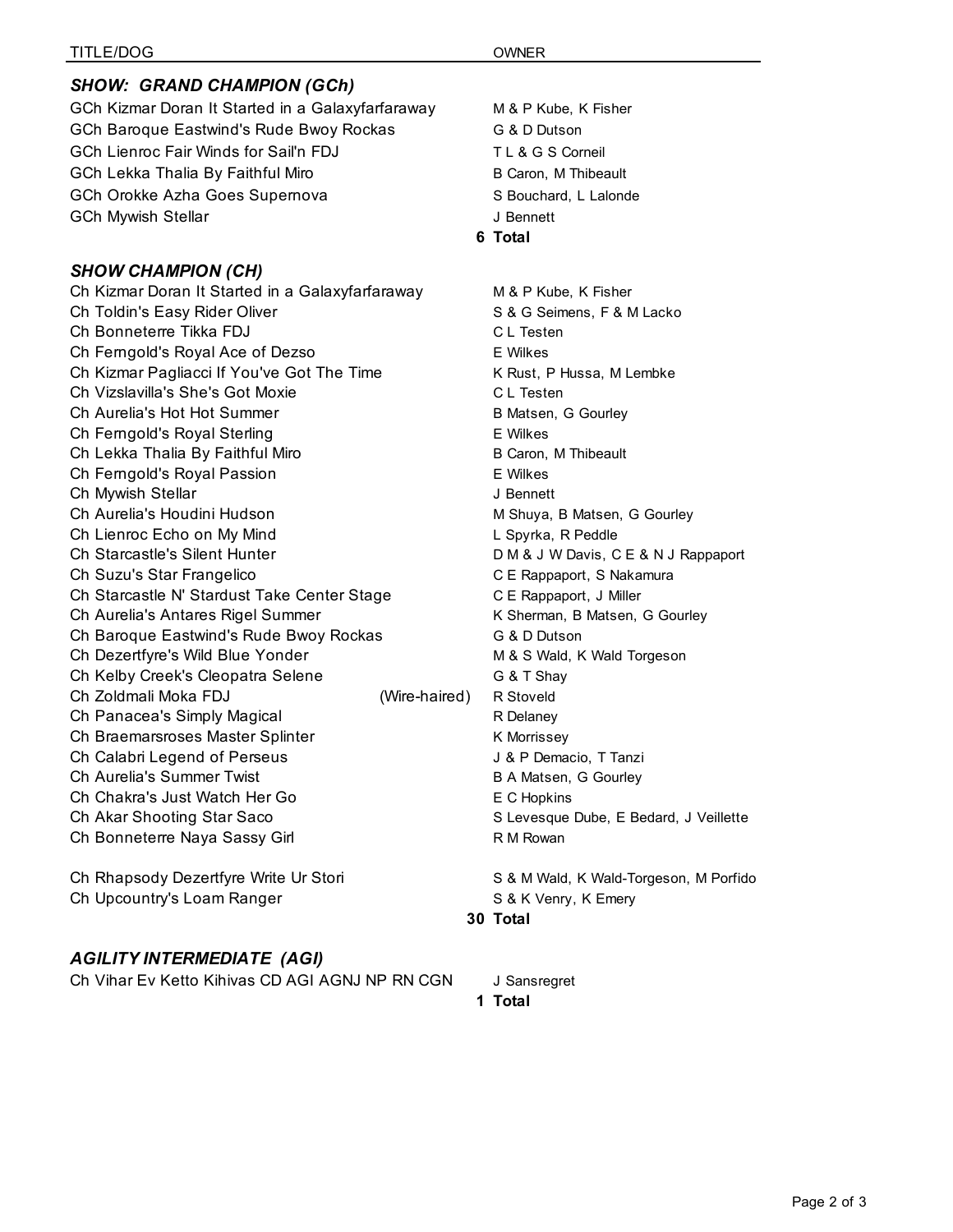| TITLE/DOG | | OWNER |
|---|---|---|

### *SHOW: GRAND CHAMPION (GCh)*

| TITLE/DOG | | OWNER |
|---|---|---|
| GCh Kizmar Doran It Started in a Galaxyfarfaraway | | M & P Kube, K Fisher |
| GCh Baroque Eastwind's Rude Bwoy Rockas | | G & D Dutson |
| GCh Lienroc Fair Winds for Sail'n FDJ | | T L & G S Corneil |
| GCh Lekka Thalia By Faithful Miro | | B Caron, M Thibeault |
| GCh Orokke Azha Goes Supernova | | S Bouchard, L Lalonde |
| GCh Mywish Stellar | | J Bennett |
| | **6** | **Total** |

### *SHOW CHAMPION (CH)*

| TITLE/DOG | | OWNER |
|---|---|---|
| Ch Kizmar Doran It Started in a Galaxyfarfaraway | | M & P Kube, K Fisher |
| Ch Toldin's Easy Rider Oliver | | S & G Seimens, F & M Lacko |
| Ch Bonneterre Tikka FDJ | | C L Testen |
| Ch Ferngold's Royal Ace of Dezso | | E Wilkes |
| Ch Kizmar Pagliacci If You've Got The Time | | K Rust, P Hussa, M Lembke |
| Ch Vizslavilla's She's Got Moxie | | C L Testen |
| Ch Aurelia's Hot Hot Summer | | B Matsen, G Gourley |
| Ch Ferngold's Royal Sterling | | E Wilkes |
| Ch Lekka Thalia By Faithful Miro | | B Caron, M Thibeault |
| Ch Ferngold's Royal Passion | | E Wilkes |
| Ch Mywish Stellar | | J Bennett |
| Ch Aurelia's Houdini Hudson | | M Shuya, B Matsen, G Gourley |
| Ch Lienroc Echo on My Mind | | L Spyrka, R Peddle |
| Ch Starcastle's Silent Hunter | | D M & J W Davis, C E & N J Rappaport |
| Ch Suzu's Star Frangelico | | C E Rappaport, S Nakamura |
| Ch Starcastle N' Stardust Take Center Stage | | C E Rappaport, J Miller |
| Ch Aurelia's Antares Rigel Summer | | K Sherman, B Matsen, G Gourley |
| Ch Baroque Eastwind's Rude Bwoy Rockas | | G & D Dutson |
| Ch Dezertfyre's Wild Blue Yonder | | M & S Wald, K Wald Torgeson |
| Ch Kelby Creek's Cleopatra Selene | | G & T Shay |
| Ch Zoldmali Moka FDJ | (Wire-haired) | R Stoveld |
| Ch Panacea's Simply Magical | | R Delaney |
| Ch Braemarsroses Master Splinter | | K Morrissey |
| Ch Calabri Legend of Perseus | | J & P Demacio, T Tanzi |
| Ch Aurelia's Summer Twist | | B A Matsen, G Gourley |
| Ch Chakra's Just Watch Her Go | | E C Hopkins |
| Ch Akar Shooting Star Saco | | S Levesque Dube, E Bedard, J Veillette |
| Ch Bonneterre Naya Sassy Girl | | R M Rowan |
| Ch Rhapsody Dezertfyre Write Ur Stori | | S & M Wald, K Wald-Torgeson, M Porfido |
| Ch Upcountry's Loam Ranger | | S & K Venry, K Emery |
| | **30** | **Total** |

### *AGILITY INTERMEDIATE (AGI)*

| TITLE/DOG | | OWNER |
|---|---|---|
| Ch Vihar Ev Ketto Kihivas CD AGI AGNJ NP RN CGN | | J Sansregret |
| | **1** | **Total** |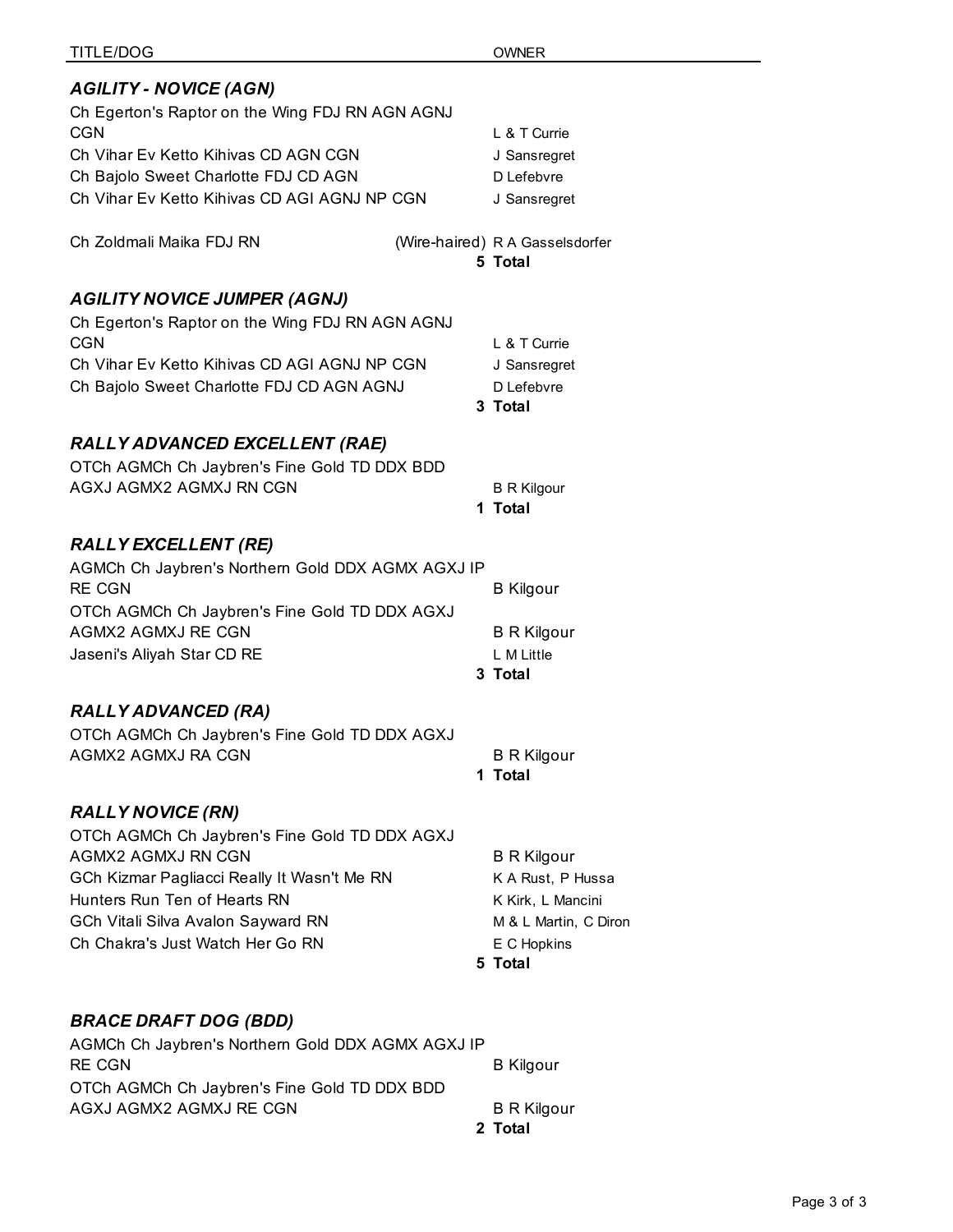| TITLE/DOG | | OWNER |
|---|---|---|
| ***AGILITY - NOVICE (AGN)*** | | |
| Ch Egerton's Raptor on the Wing FDJ RN AGN AGNJ CGN | | L & T Currie |
| Ch Vihar Ev Ketto Kihivas CD AGN CGN | | J Sansregret |
| Ch Bajolo Sweet Charlotte FDJ CD AGN | | D Lefebvre |
| Ch Vihar Ev Ketto Kihivas CD AGI AGNJ NP CGN | | J Sansregret |
| Ch Zoldmali Maika FDJ RN | (Wire-haired) | R A Gasselsdorfer |
| | 5 | **Total** |
| ***AGILITY NOVICE JUMPER (AGNJ)*** | | |
| Ch Egerton's Raptor on the Wing FDJ RN AGN AGNJ CGN | | L & T Currie |
| Ch Vihar Ev Ketto Kihivas CD AGI AGNJ NP CGN | | J Sansregret |
| Ch Bajolo Sweet Charlotte FDJ CD AGN AGNJ | | D Lefebvre |
| | 3 | **Total** |
| ***RALLY ADVANCED EXCELLENT (RAE)*** | | |
| OTCh AGMCh Ch Jaybren's Fine Gold TD DDX BDD AGXJ AGMX2 AGMXJ RN CGN | | B R Kilgour |
| | 1 | **Total** |
| ***RALLY EXCELLENT (RE)*** | | |
| AGMCh Ch Jaybren's Northern Gold DDX AGMX AGXJ IP RE CGN | | B Kilgour |
| OTCh AGMCh Ch Jaybren's Fine Gold TD DDX AGXJ AGMX2 AGMXJ RE CGN | | B R Kilgour |
| Jaseni's Aliyah Star CD RE | | L M Little |
| | 3 | **Total** |
| ***RALLY ADVANCED (RA)*** | | |
| OTCh AGMCh Ch Jaybren's Fine Gold TD DDX AGXJ AGMX2 AGMXJ RA CGN | | B R Kilgour |
| | 1 | **Total** |
| ***RALLY NOVICE (RN)*** | | |
| OTCh AGMCh Ch Jaybren's Fine Gold TD DDX AGXJ AGMX2 AGMXJ RN CGN | | B R Kilgour |
| GCh Kizmar Pagliacci Really It Wasn't Me RN | | K A Rust, P Hussa |
| Hunters Run Ten of Hearts RN | | K Kirk, L Mancini |
| GCh Vitali Silva Avalon Sayward RN | | M & L Martin, C Diron |
| Ch Chakra's Just Watch Her Go RN | | E C Hopkins |
| | 5 | **Total** |
| ***BRACE DRAFT DOG (BDD)*** | | |
| AGMCh Ch Jaybren's Northern Gold DDX AGMX AGXJ IP RE CGN | | B Kilgour |
| OTCh AGMCh Ch Jaybren's Fine Gold TD DDX BDD AGXJ AGMX2 AGMXJ RE CGN | | B R Kilgour |
| | 2 | **Total** |